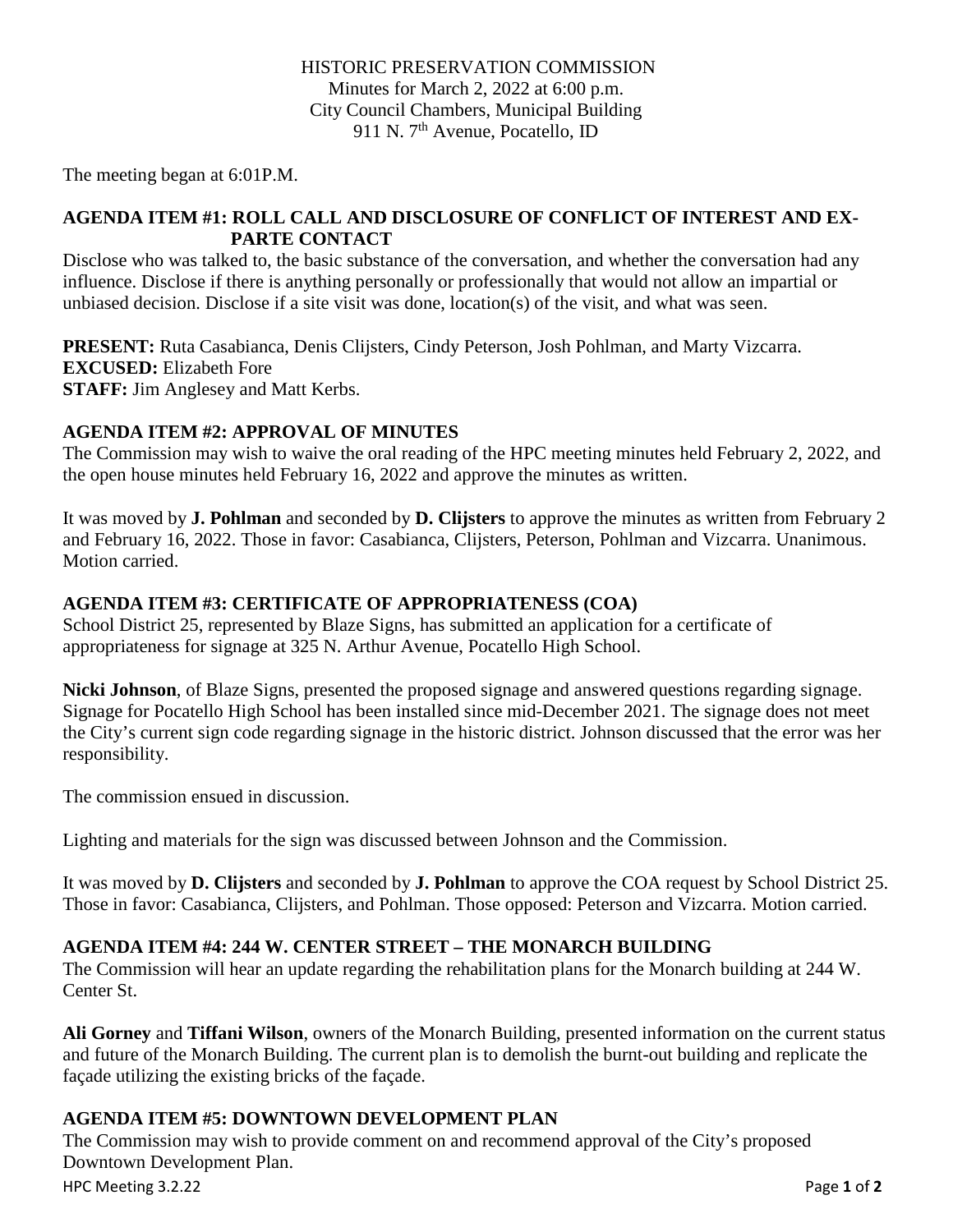HISTORIC PRESERVATION COMMISSION
Minutes for March 2, 2022 at 6:00 p.m.
City Council Chambers, Municipal Building
911 N. 7th Avenue, Pocatello, ID

The meeting began at 6:01P.M.

**AGENDA ITEM #1: ROLL CALL AND DISCLOSURE OF CONFLICT OF INTEREST AND EX-PARTE CONTACT**

Disclose who was talked to, the basic substance of the conversation, and whether the conversation had any influence. Disclose if there is anything personally or professionally that would not allow an impartial or unbiased decision. Disclose if a site visit was done, location(s) of the visit, and what was seen.

**PRESENT:** Ruta Casabianca, Denis Clijsters, Cindy Peterson, Josh Pohlman, and Marty Vizcarra.
**EXCUSED:** Elizabeth Fore
**STAFF:** Jim Anglesey and Matt Kerbs.

**AGENDA ITEM #2: APPROVAL OF MINUTES**

The Commission may wish to waive the oral reading of the HPC meeting minutes held February 2, 2022, and the open house minutes held February 16, 2022 and approve the minutes as written.

It was moved by **J. Pohlman** and seconded by **D. Clijsters** to approve the minutes as written from February 2 and February 16, 2022. Those in favor: Casabianca, Clijsters, Peterson, Pohlman and Vizcarra. Unanimous. Motion carried.

**AGENDA ITEM #3: CERTIFICATE OF APPROPRIATENESS (COA)**

School District 25, represented by Blaze Signs, has submitted an application for a certificate of appropriateness for signage at 325 N. Arthur Avenue, Pocatello High School.

**Nicki Johnson**, of Blaze Signs, presented the proposed signage and answered questions regarding signage. Signage for Pocatello High School has been installed since mid-December 2021. The signage does not meet the City's current sign code regarding signage in the historic district. Johnson discussed that the error was her responsibility.

The commission ensued in discussion.

Lighting and materials for the sign was discussed between Johnson and the Commission.

It was moved by **D. Clijsters** and seconded by **J. Pohlman** to approve the COA request by School District 25. Those in favor: Casabianca, Clijsters, and Pohlman. Those opposed: Peterson and Vizcarra. Motion carried.

**AGENDA ITEM #4: 244 W. CENTER STREET – THE MONARCH BUILDING**

The Commission will hear an update regarding the rehabilitation plans for the Monarch building at 244 W. Center St.

**Ali Gorney** and **Tiffani Wilson**, owners of the Monarch Building, presented information on the current status and future of the Monarch Building. The current plan is to demolish the burnt-out building and replicate the façade utilizing the existing bricks of the façade.

**AGENDA ITEM #5: DOWNTOWN DEVELOPMENT PLAN**

The Commission may wish to provide comment on and recommend approval of the City's proposed Downtown Development Plan.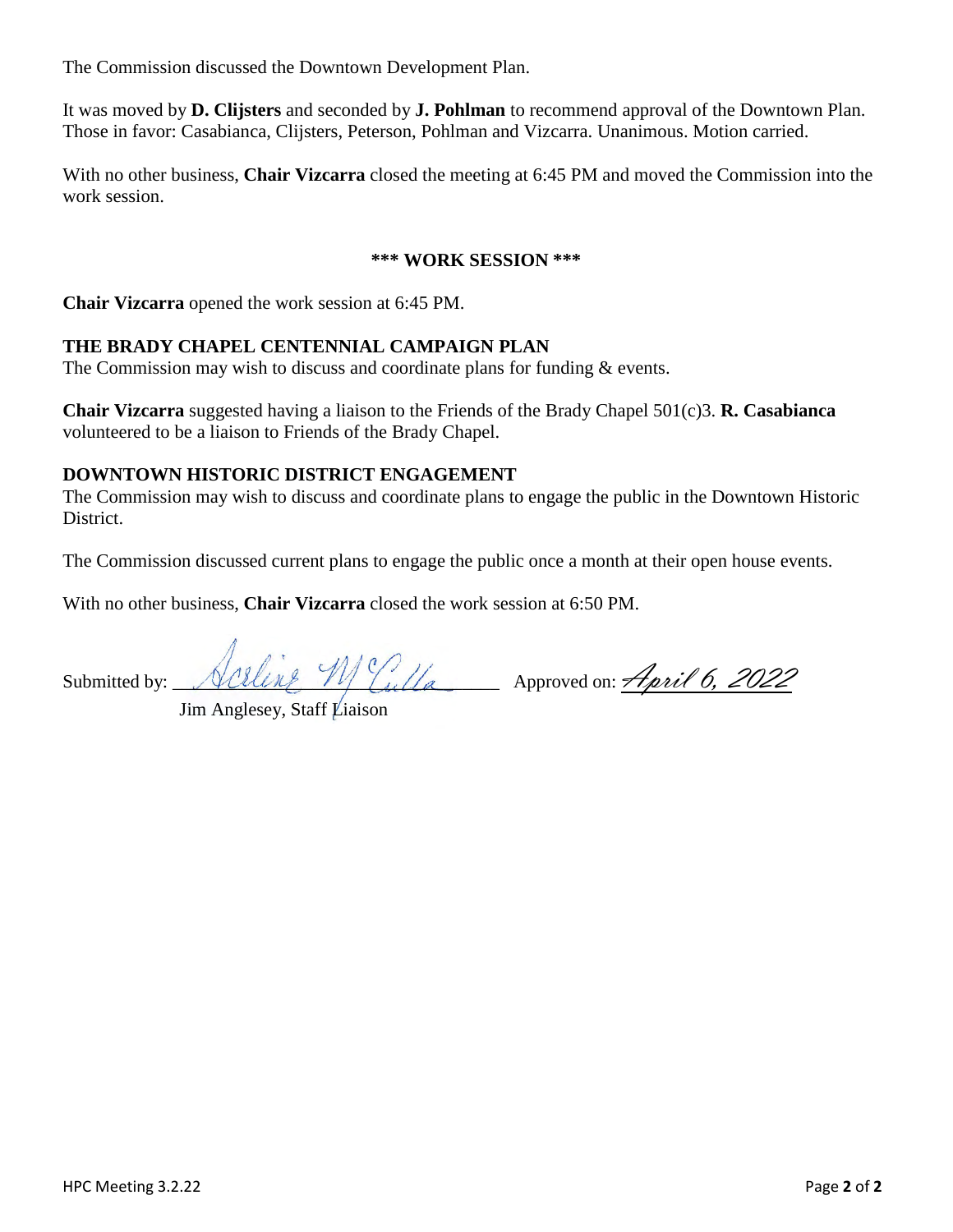The Commission discussed the Downtown Development Plan.

It was moved by **D. Clijsters** and seconded by **J. Pohlman** to recommend approval of the Downtown Plan. Those in favor: Casabianca, Clijsters, Peterson, Pohlman and Vizcarra. Unanimous. Motion carried.

With no other business, **Chair Vizcarra** closed the meeting at 6:45 PM and moved the Commission into the work session.

**\*\*\* WORK SESSION \*\*\***

**Chair Vizcarra** opened the work session at 6:45 PM.

**THE BRADY CHAPEL CENTENNIAL CAMPAIGN PLAN**
The Commission may wish to discuss and coordinate plans for funding & events.

**Chair Vizcarra** suggested having a liaison to the Friends of the Brady Chapel 501(c)3. **R. Casabianca** volunteered to be a liaison to Friends of the Brady Chapel.

**DOWNTOWN HISTORIC DISTRICT ENGAGEMENT**
The Commission may wish to discuss and coordinate plans to engage the public in the Downtown Historic District.

The Commission discussed current plans to engage the public once a month at their open house events.

With no other business, **Chair Vizcarra** closed the work session at 6:50 PM.

Submitted by: *Arline McCulla* Approved on: *April 6, 2022*

Jim Anglesey, Staff Liaison